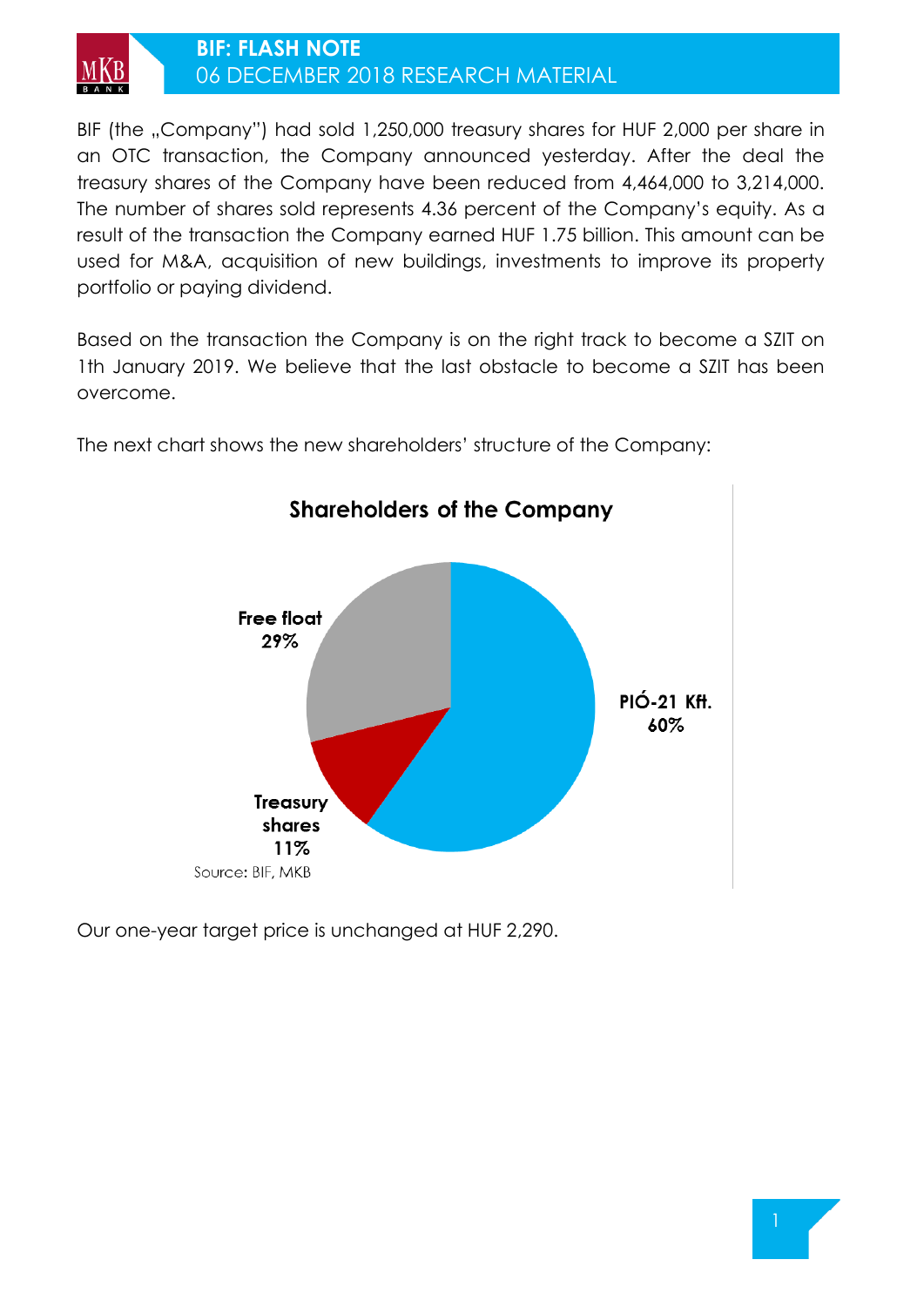# BIF: FLASH NOTE

06 DECEMBER 2018 RESEARCH MATERIAL

BIF (the „Company") had sold 1,250,000 treasury shares for HUF 2,000 per share in an OTC transaction, the Company announced yesterday. After the deal the treasury shares of the Company have been reduced from 4,464,000 to 3,214,000. The number of shares sold represents 4.36 percent of the Company's equity. As a result of the transaction the Company earned HUF 1.75 billion. This amount can be used for M&A, acquisition of new buildings, investments to improve its property portfolio or paying dividend.

Based on the transaction the Company is on the right track to become a SZIT on 1th January 2019. We believe that the last obstacle to become a SZIT has been overcome.

The next chart shows the new shareholders' structure of the Company:

**Shareholders of the Company**

| Shareholder | Share |
|---|---|
| PIÓ-21 Kft. | 60% |
| Free float | 29% |
| Treasury shares | 11% |

Source: BIF, MKB

Our one-year target price is unchanged at HUF 2,290.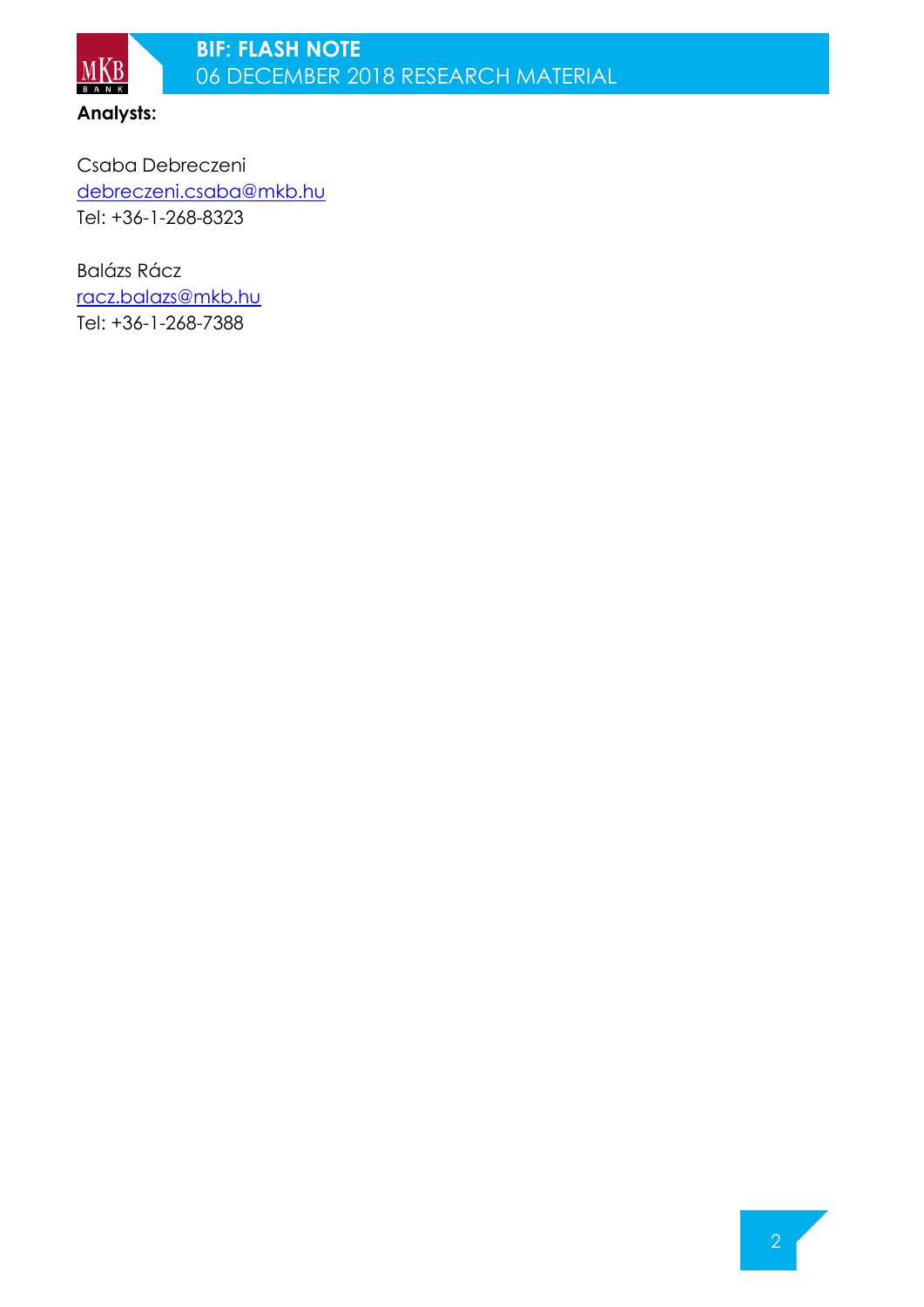**Analysts:**

Csaba Debreczeni
debreczeni.csaba@mkb.hu
Tel: +36-1-268-8323

Balázs Rácz
racz.balazs@mkb.hu
Tel: +36-1-268-7388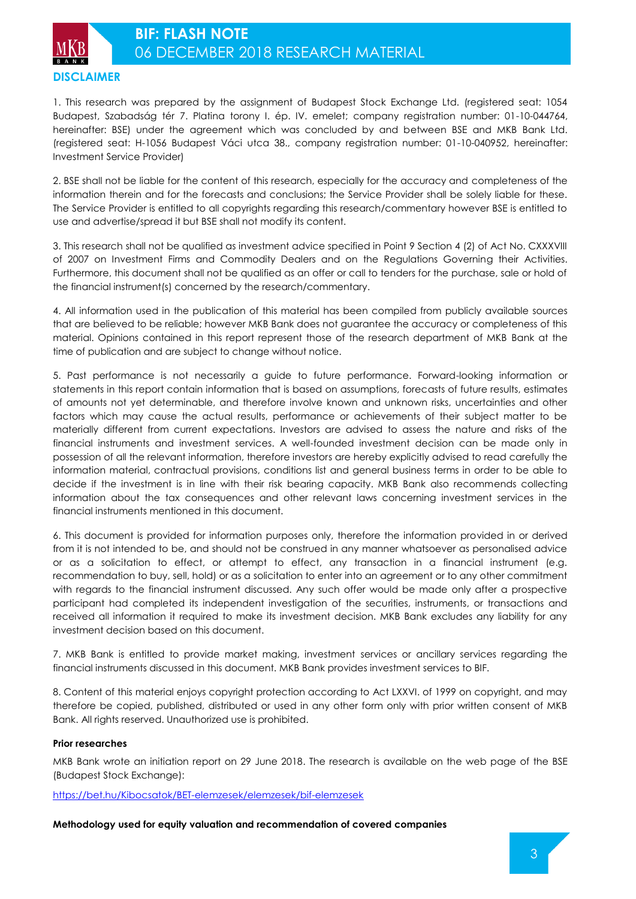## DISCLAIMER

1. This research was prepared by the assignment of Budapest Stock Exchange Ltd. (registered seat: 1054 Budapest, Szabadság tér 7. Platina torony I. ép. IV. emelet; company registration number: 01-10-044764, hereinafter: BSE) under the agreement which was concluded by and between BSE and MKB Bank Ltd. (registered seat: H-1056 Budapest Váci utca 38., company registration number: 01-10-040952, hereinafter: Investment Service Provider)

2. BSE shall not be liable for the content of this research, especially for the accuracy and completeness of the information therein and for the forecasts and conclusions; the Service Provider shall be solely liable for these. The Service Provider is entitled to all copyrights regarding this research/commentary however BSE is entitled to use and advertise/spread it but BSE shall not modify its content.

3. This research shall not be qualified as investment advice specified in Point 9 Section 4 (2) of Act No. CXXXVIII of 2007 on Investment Firms and Commodity Dealers and on the Regulations Governing their Activities. Furthermore, this document shall not be qualified as an offer or call to tenders for the purchase, sale or hold of the financial instrument(s) concerned by the research/commentary.

4. All information used in the publication of this material has been compiled from publicly available sources that are believed to be reliable; however MKB Bank does not guarantee the accuracy or completeness of this material. Opinions contained in this report represent those of the research department of MKB Bank at the time of publication and are subject to change without notice.

5. Past performance is not necessarily a guide to future performance. Forward-looking information or statements in this report contain information that is based on assumptions, forecasts of future results, estimates of amounts not yet determinable, and therefore involve known and unknown risks, uncertainties and other factors which may cause the actual results, performance or achievements of their subject matter to be materially different from current expectations. Investors are advised to assess the nature and risks of the financial instruments and investment services. A well-founded investment decision can be made only in possession of all the relevant information, therefore investors are hereby explicitly advised to read carefully the information material, contractual provisions, conditions list and general business terms in order to be able to decide if the investment is in line with their risk bearing capacity. MKB Bank also recommends collecting information about the tax consequences and other relevant laws concerning investment services in the financial instruments mentioned in this document.

6. This document is provided for information purposes only, therefore the information provided in or derived from it is not intended to be, and should not be construed in any manner whatsoever as personalised advice or as a solicitation to effect, or attempt to effect, any transaction in a financial instrument (e.g. recommendation to buy, sell, hold) or as a solicitation to enter into an agreement or to any other commitment with regards to the financial instrument discussed. Any such offer would be made only after a prospective participant had completed its independent investigation of the securities, instruments, or transactions and received all information it required to make its investment decision. MKB Bank excludes any liability for any investment decision based on this document.

7. MKB Bank is entitled to provide market making, investment services or ancillary services regarding the financial instruments discussed in this document. MKB Bank provides investment services to BIF.

8. Content of this material enjoys copyright protection according to Act LXXVI. of 1999 on copyright, and may therefore be copied, published, distributed or used in any other form only with prior written consent of MKB Bank. All rights reserved. Unauthorized use is prohibited.

**Prior researches**

MKB Bank wrote an initiation report on 29 June 2018. The research is available on the web page of the BSE (Budapest Stock Exchange):

https://bet.hu/Kibocsatok/BET-elemzesek/elemzesek/bif-elemzesek

**Methodology used for equity valuation and recommendation of covered companies**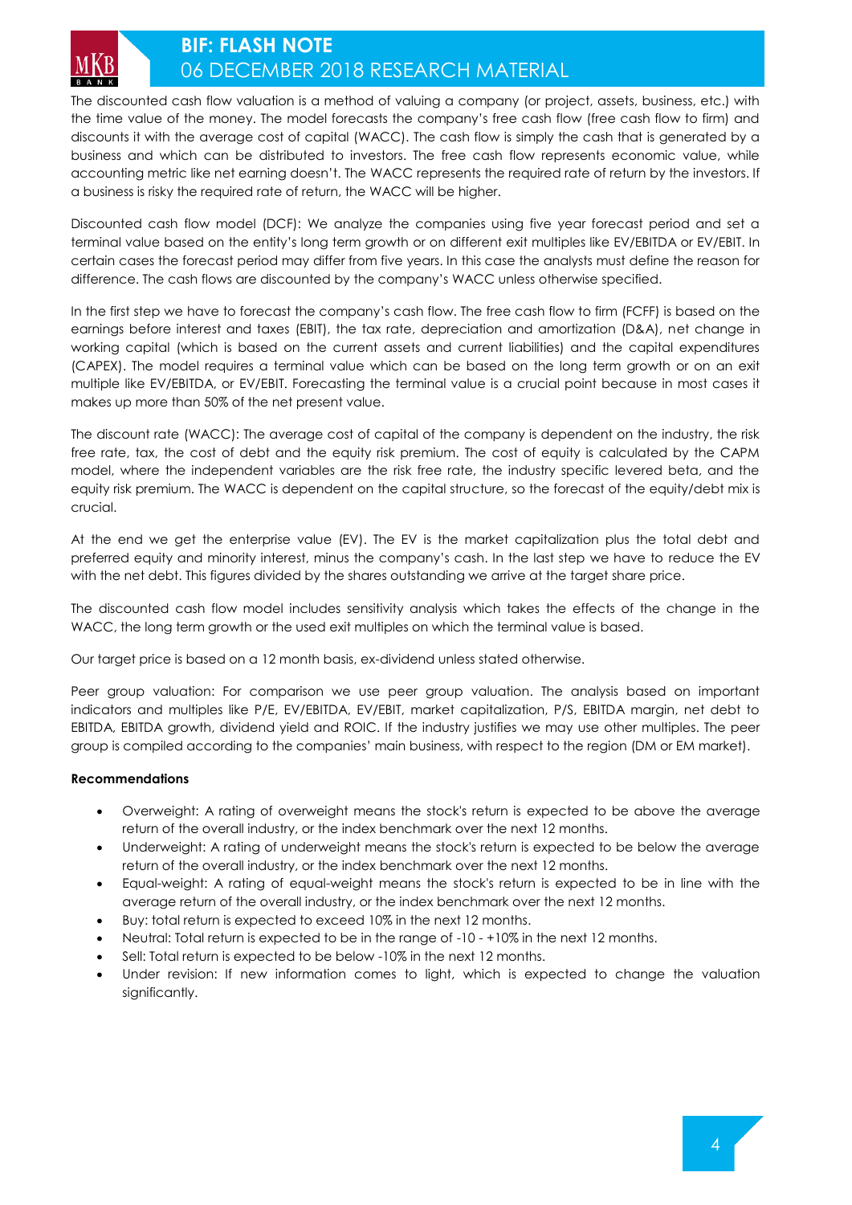The discounted cash flow valuation is a method of valuing a company (or project, assets, business, etc.) with the time value of the money. The model forecasts the company's free cash flow (free cash flow to firm) and discounts it with the average cost of capital (WACC). The cash flow is simply the cash that is generated by a business and which can be distributed to investors. The free cash flow represents economic value, while accounting metric like net earning doesn't. The WACC represents the required rate of return by the investors. If a business is risky the required rate of return, the WACC will be higher.

Discounted cash flow model (DCF): We analyze the companies using five year forecast period and set a terminal value based on the entity's long term growth or on different exit multiples like EV/EBITDA or EV/EBIT. In certain cases the forecast period may differ from five years. In this case the analysts must define the reason for difference. The cash flows are discounted by the company's WACC unless otherwise specified.

In the first step we have to forecast the company's cash flow. The free cash flow to firm (FCFF) is based on the earnings before interest and taxes (EBIT), the tax rate, depreciation and amortization (D&A), net change in working capital (which is based on the current assets and current liabilities) and the capital expenditures (CAPEX). The model requires a terminal value which can be based on the long term growth or on an exit multiple like EV/EBITDA, or EV/EBIT. Forecasting the terminal value is a crucial point because in most cases it makes up more than 50% of the net present value.

The discount rate (WACC): The average cost of capital of the company is dependent on the industry, the risk free rate, tax, the cost of debt and the equity risk premium. The cost of equity is calculated by the CAPM model, where the independent variables are the risk free rate, the industry specific levered beta, and the equity risk premium. The WACC is dependent on the capital structure, so the forecast of the equity/debt mix is crucial.

At the end we get the enterprise value (EV). The EV is the market capitalization plus the total debt and preferred equity and minority interest, minus the company's cash. In the last step we have to reduce the EV with the net debt. This figures divided by the shares outstanding we arrive at the target share price.

The discounted cash flow model includes sensitivity analysis which takes the effects of the change in the WACC, the long term growth or the used exit multiples on which the terminal value is based.

Our target price is based on a 12 month basis, ex-dividend unless stated otherwise.

Peer group valuation: For comparison we use peer group valuation. The analysis based on important indicators and multiples like P/E, EV/EBITDA, EV/EBIT, market capitalization, P/S, EBITDA margin, net debt to EBITDA, EBITDA growth, dividend yield and ROIC. If the industry justifies we may use other multiples. The peer group is compiled according to the companies' main business, with respect to the region (DM or EM market).

**Recommendations**

- Overweight: A rating of overweight means the stock's return is expected to be above the average return of the overall industry, or the index benchmark over the next 12 months.
- Underweight: A rating of underweight means the stock's return is expected to be below the average return of the overall industry, or the index benchmark over the next 12 months.
- Equal-weight: A rating of equal-weight means the stock's return is expected to be in line with the average return of the overall industry, or the index benchmark over the next 12 months.
- Buy: total return is expected to exceed 10% in the next 12 months.
- Neutral: Total return is expected to be in the range of -10 - +10% in the next 12 months.
- Sell: Total return is expected to be below -10% in the next 12 months.
- Under revision: If new information comes to light, which is expected to change the valuation significantly.